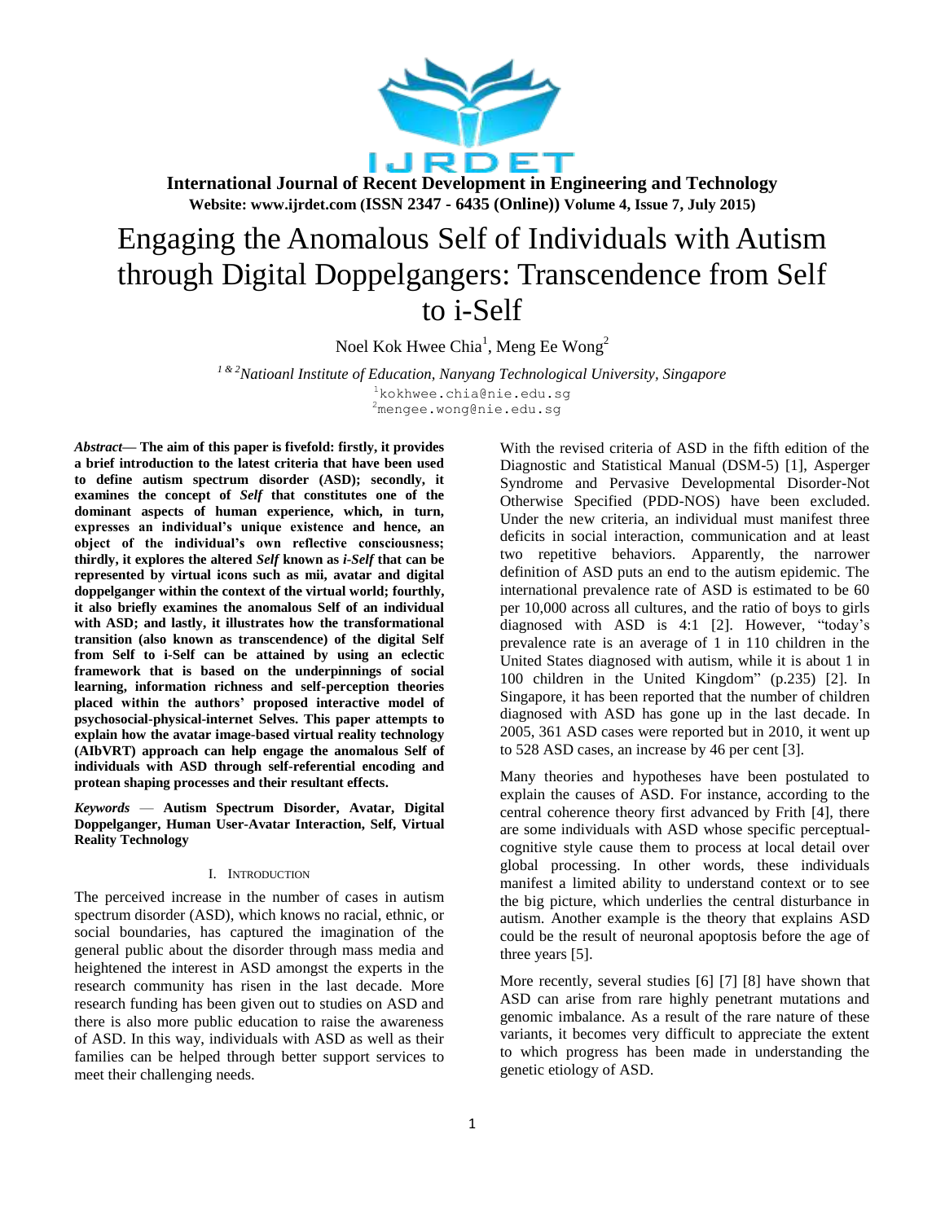# Engaging the Anomalous Self of Individuals with Autism through Digital Doppelgangers: Transcendence from Self to i-Self

Noel Kok Hwee Chia[1], Meng Ee Wong[2]

[1 & 2]*Natioanl Institute of Education, Nanyang Technological University, Singapore*

[1]kokhwee.chia@nie.edu.sg
[2]mengee.wong@nie.edu.sg

***Abstract*— The aim of this paper is fivefold: firstly, it provides a brief introduction to the latest criteria that have been used to define autism spectrum disorder (ASD); secondly, it examines the concept of *Self* that constitutes one of the dominant aspects of human experience, which, in turn, expresses an individual's unique existence and hence, an object of the individual's own reflective consciousness; thirdly, it explores the altered *Self* known as *i-Self* that can be represented by virtual icons such as mii, avatar and digital doppelganger within the context of the virtual world; fourthly, it also briefly examines the anomalous Self of an individual with ASD; and lastly, it illustrates how the transformational transition (also known as transcendence) of the digital Self from Self to i-Self can be attained by using an eclectic framework that is based on the underpinnings of social learning, information richness and self-perception theories placed within the authors' proposed interactive model of psychosocial-physical-internet Selves. This paper attempts to explain how the avatar image-based virtual reality technology (AIbVRT) approach can help engage the anomalous Self of individuals with ASD through self-referential encoding and protean shaping processes and their resultant effects.**

***Keywords* — Autism Spectrum Disorder, Avatar, Digital Doppelganger, Human User-Avatar Interaction, Self, Virtual Reality Technology**

## I. Introduction

The perceived increase in the number of cases in autism spectrum disorder (ASD), which knows no racial, ethnic, or social boundaries, has captured the imagination of the general public about the disorder through mass media and heightened the interest in ASD amongst the experts in the research community has risen in the last decade. More research funding has been given out to studies on ASD and there is also more public education to raise the awareness of ASD. In this way, individuals with ASD as well as their families can be helped through better support services to meet their challenging needs.

With the revised criteria of ASD in the fifth edition of the Diagnostic and Statistical Manual (DSM-5) [1], Asperger Syndrome and Pervasive Developmental Disorder-Not Otherwise Specified (PDD-NOS) have been excluded. Under the new criteria, an individual must manifest three deficits in social interaction, communication and at least two repetitive behaviors. Apparently, the narrower definition of ASD puts an end to the autism epidemic. The international prevalence rate of ASD is estimated to be 60 per 10,000 across all cultures, and the ratio of boys to girls diagnosed with ASD is 4:1 [2]. However, "today's prevalence rate is an average of 1 in 110 children in the United States diagnosed with autism, while it is about 1 in 100 children in the United Kingdom" (p.235) [2]. In Singapore, it has been reported that the number of children diagnosed with ASD has gone up in the last decade. In 2005, 361 ASD cases were reported but in 2010, it went up to 528 ASD cases, an increase by 46 per cent [3].

Many theories and hypotheses have been postulated to explain the causes of ASD. For instance, according to the central coherence theory first advanced by Frith [4], there are some individuals with ASD whose specific perceptual-cognitive style cause them to process at local detail over global processing. In other words, these individuals manifest a limited ability to understand context or to see the big picture, which underlies the central disturbance in autism. Another example is the theory that explains ASD could be the result of neuronal apoptosis before the age of three years [5].

More recently, several studies [6] [7] [8] have shown that ASD can arise from rare highly penetrant mutations and genomic imbalance. As a result of the rare nature of these variants, it becomes very difficult to appreciate the extent to which progress has been made in understanding the genetic etiology of ASD.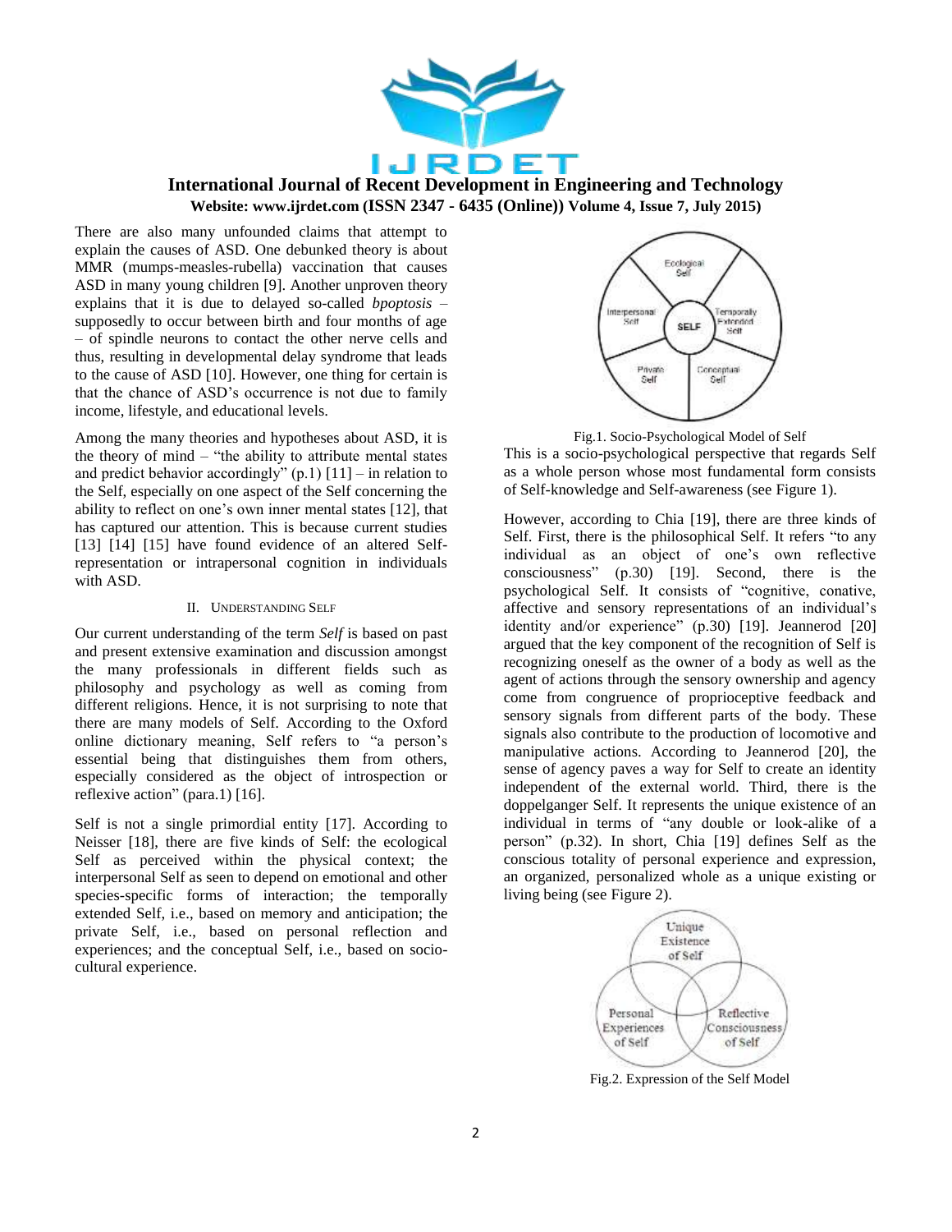There are also many unfounded claims that attempt to explain the causes of ASD. One debunked theory is about MMR (mumps-measles-rubella) vaccination that causes ASD in many young children [9]. Another unproven theory explains that it is due to delayed so-called *bpoptosis* – supposedly to occur between birth and four months of age – of spindle neurons to contact the other nerve cells and thus, resulting in developmental delay syndrome that leads to the cause of ASD [10]. However, one thing for certain is that the chance of ASD's occurrence is not due to family income, lifestyle, and educational levels.

Among the many theories and hypotheses about ASD, it is the theory of mind – "the ability to attribute mental states and predict behavior accordingly" (p.1) [11] – in relation to the Self, especially on one aspect of the Self concerning the ability to reflect on one's own inner mental states [12], that has captured our attention. This is because current studies [13] [14] [15] have found evidence of an altered Self-representation or intrapersonal cognition in individuals with ASD.

## II. Understanding Self

Our current understanding of the term *Self* is based on past and present extensive examination and discussion amongst the many professionals in different fields such as philosophy and psychology as well as coming from different religions. Hence, it is not surprising to note that there are many models of Self. According to the Oxford online dictionary meaning, Self refers to "a person's essential being that distinguishes them from others, especially considered as the object of introspection or reflexive action" (para.1) [16].

Self is not a single primordial entity [17]. According to Neisser [18], there are five kinds of Self: the ecological Self as perceived within the physical context; the interpersonal Self as seen to depend on emotional and other species-specific forms of interaction; the temporally extended Self, i.e., based on memory and anticipation; the private Self, i.e., based on personal reflection and experiences; and the conceptual Self, i.e., based on socio-cultural experience.

Fig.1. Socio-Psychological Model of Self

This is a socio-psychological perspective that regards Self as a whole person whose most fundamental form consists of Self-knowledge and Self-awareness (see Figure 1).

However, according to Chia [19], there are three kinds of Self. First, there is the philosophical Self. It refers "to any individual as an object of one's own reflective consciousness" (p.30) [19]. Second, there is the psychological Self. It consists of "cognitive, conative, affective and sensory representations of an individual's identity and/or experience" (p.30) [19]. Jeannerod [20] argued that the key component of the recognition of Self is recognizing oneself as the owner of a body as well as the agent of actions through the sensory ownership and agency come from congruence of proprioceptive feedback and sensory signals from different parts of the body. These signals also contribute to the production of locomotive and manipulative actions. According to Jeannerod [20], the sense of agency paves a way for Self to create an identity independent of the external world. Third, there is the doppelganger Self. It represents the unique existence of an individual in terms of "any double or look-alike of a person" (p.32). In short, Chia [19] defines Self as the conscious totality of personal experience and expression, an organized, personalized whole as a unique existing or living being (see Figure 2).

Fig.2. Expression of the Self Model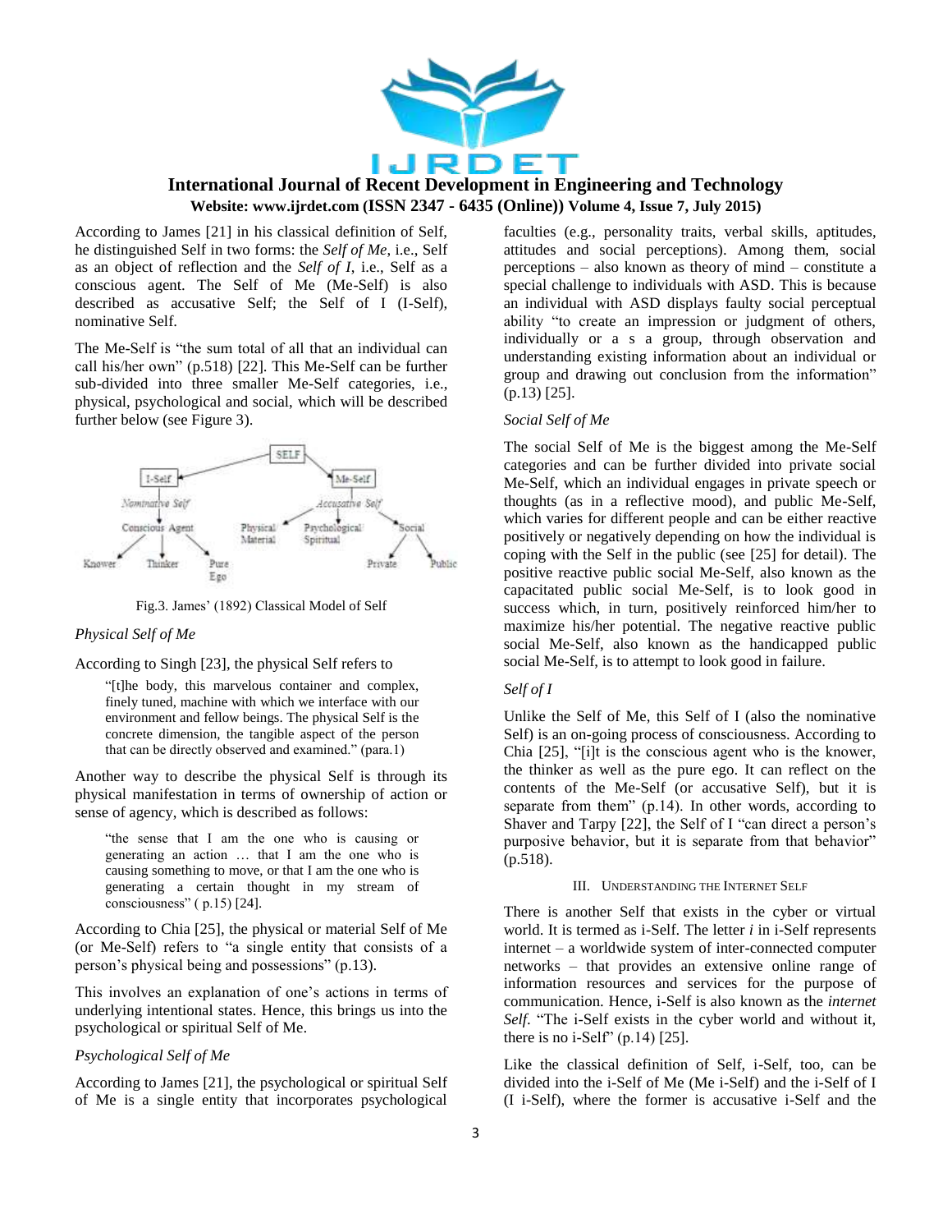According to James [21] in his classical definition of Self, he distinguished Self in two forms: the *Self of Me*, i.e., Self as an object of reflection and the *Self of I*, i.e., Self as a conscious agent. The Self of Me (Me-Self) is also described as accusative Self; the Self of I (I-Self), nominative Self.

The Me-Self is "the sum total of all that an individual can call his/her own" (p.518) [22]. This Me-Self can be further sub-divided into three smaller Me-Self categories, i.e., physical, psychological and social, which will be described further below (see Figure 3).

Fig.3. James' (1892) Classical Model of Self

*Physical Self of Me*

According to Singh [23], the physical Self refers to

> "[t]he body, this marvelous container and complex, finely tuned, machine with which we interface with our environment and fellow beings. The physical Self is the concrete dimension, the tangible aspect of the person that can be directly observed and examined." (para.1)

Another way to describe the physical Self is through its physical manifestation in terms of ownership of action or sense of agency, which is described as follows:

> "the sense that I am the one who is causing or generating an action … that I am the one who is causing something to move, or that I am the one who is generating a certain thought in my stream of consciousness" ( p.15) [24].

According to Chia [25], the physical or material Self of Me (or Me-Self) refers to "a single entity that consists of a person's physical being and possessions" (p.13).

This involves an explanation of one's actions in terms of underlying intentional states. Hence, this brings us into the psychological or spiritual Self of Me.

*Psychological Self of Me*

According to James [21], the psychological or spiritual Self of Me is a single entity that incorporates psychological faculties (e.g., personality traits, verbal skills, aptitudes, attitudes and social perceptions). Among them, social perceptions – also known as theory of mind – constitute a special challenge to individuals with ASD. This is because an individual with ASD displays faulty social perceptual ability "to create an impression or judgment of others, individually or a s a group, through observation and understanding existing information about an individual or group and drawing out conclusion from the information" (p.13) [25].

*Social Self of Me*

The social Self of Me is the biggest among the Me-Self categories and can be further divided into private social Me-Self, which an individual engages in private speech or thoughts (as in a reflective mood), and public Me-Self, which varies for different people and can be either reactive positively or negatively depending on how the individual is coping with the Self in the public (see [25] for detail). The positive reactive public social Me-Self, also known as the capacitated public social Me-Self, is to look good in success which, in turn, positively reinforced him/her to maximize his/her potential. The negative reactive public social Me-Self, also known as the handicapped public social Me-Self, is to attempt to look good in failure.

*Self of I*

Unlike the Self of Me, this Self of I (also the nominative Self) is an on-going process of consciousness. According to Chia [25], "[i]t is the conscious agent who is the knower, the thinker as well as the pure ego. It can reflect on the contents of the Me-Self (or accusative Self), but it is separate from them" (p.14). In other words, according to Shaver and Tarpy [22], the Self of I "can direct a person's purposive behavior, but it is separate from that behavior" (p.518).

## III. Understanding the Internet Self

There is another Self that exists in the cyber or virtual world. It is termed as i-Self. The letter *i* in i-Self represents internet – a worldwide system of inter-connected computer networks – that provides an extensive online range of information resources and services for the purpose of communication. Hence, i-Self is also known as the *internet Self*. "The i-Self exists in the cyber world and without it, there is no i-Self" (p.14) [25].

Like the classical definition of Self, i-Self, too, can be divided into the i-Self of Me (Me i-Self) and the i-Self of I (I i-Self), where the former is accusative i-Self and the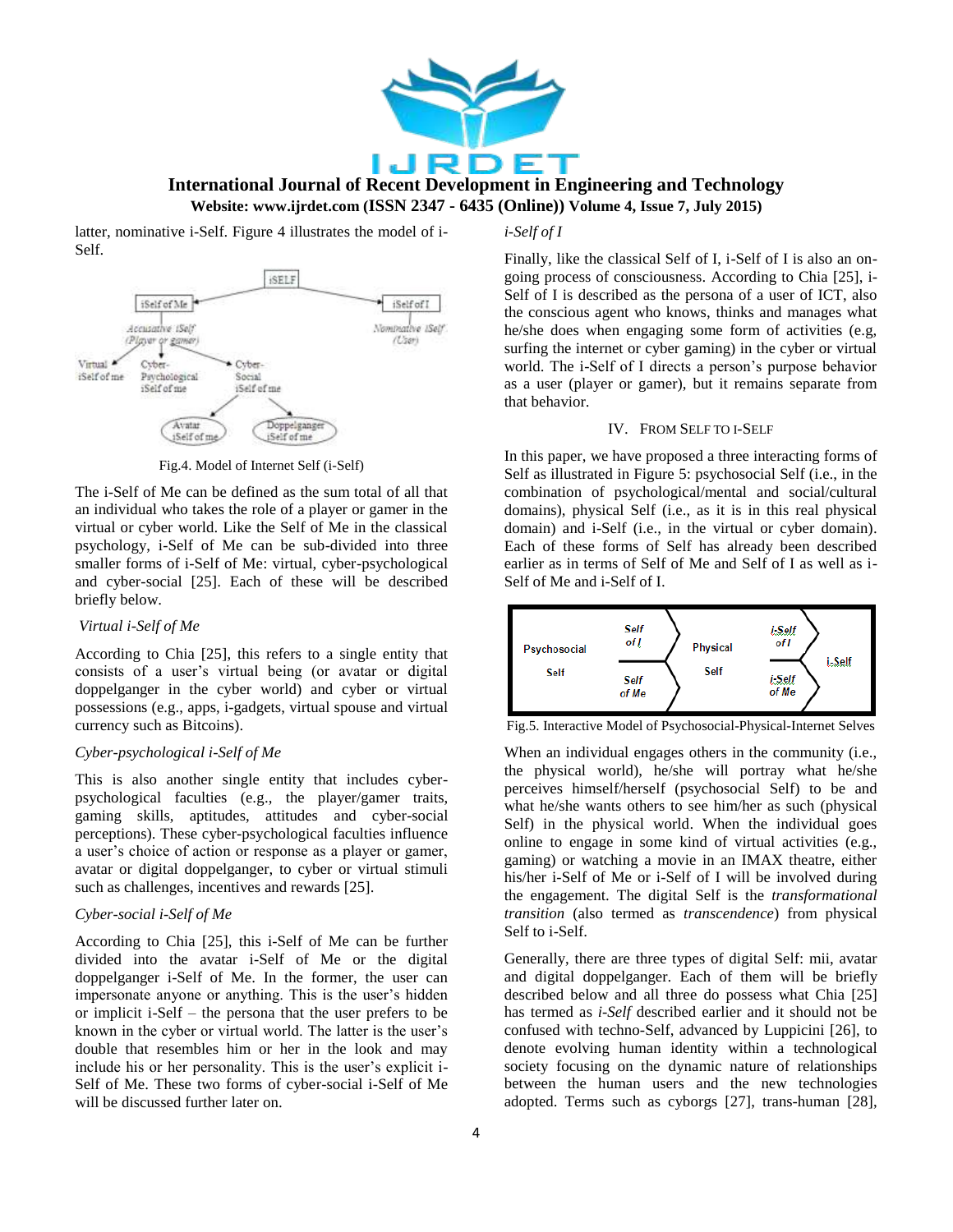latter, nominative i-Self. Figure 4 illustrates the model of i-Self.

Fig.4. Model of Internet Self (i-Self)

The i-Self of Me can be defined as the sum total of all that an individual who takes the role of a player or gamer in the virtual or cyber world. Like the Self of Me in the classical psychology, i-Self of Me can be sub-divided into three smaller forms of i-Self of Me: virtual, cyber-psychological and cyber-social [25]. Each of these will be described briefly below.

*Virtual i-Self of Me*

According to Chia [25], this refers to a single entity that consists of a user's virtual being (or avatar or digital doppelganger in the cyber world) and cyber or virtual possessions (e.g., apps, i-gadgets, virtual spouse and virtual currency such as Bitcoins).

*Cyber-psychological i-Self of Me*

This is also another single entity that includes cyber-psychological faculties (e.g., the player/gamer traits, gaming skills, aptitudes, attitudes and cyber-social perceptions). These cyber-psychological faculties influence a user's choice of action or response as a player or gamer, avatar or digital doppelganger, to cyber or virtual stimuli such as challenges, incentives and rewards [25].

*Cyber-social i-Self of Me*

According to Chia [25], this i-Self of Me can be further divided into the avatar i-Self of Me or the digital doppelganger i-Self of Me. In the former, the user can impersonate anyone or anything. This is the user's hidden or implicit i-Self – the persona that the user prefers to be known in the cyber or virtual world. The latter is the user's double that resembles him or her in the look and may include his or her personality. This is the user's explicit i-Self of Me. These two forms of cyber-social i-Self of Me will be discussed further later on.

*i-Self of I*

Finally, like the classical Self of I, i-Self of I is also an on-going process of consciousness. According to Chia [25], i-Self of I is described as the persona of a user of ICT, also the conscious agent who knows, thinks and manages what he/she does when engaging some form of activities (e.g, surfing the internet or cyber gaming) in the cyber or virtual world. The i-Self of I directs a person's purpose behavior as a user (player or gamer), but it remains separate from that behavior.

## IV. From Self to i-Self

In this paper, we have proposed a three interacting forms of Self as illustrated in Figure 5: psychosocial Self (i.e., in the combination of psychological/mental and social/cultural domains), physical Self (i.e., as it is in this real physical domain) and i-Self (i.e., in the virtual or cyber domain). Each of these forms of Self has already been described earlier as in terms of Self of Me and Self of I as well as i-Self of Me and i-Self of I.

Fig.5. Interactive Model of Psychosocial-Physical-Internet Selves

When an individual engages others in the community (i.e., the physical world), he/she will portray what he/she perceives himself/herself (psychosocial Self) to be and what he/she wants others to see him/her as such (physical Self) in the physical world. When the individual goes online to engage in some kind of virtual activities (e.g., gaming) or watching a movie in an IMAX theatre, either his/her i-Self of Me or i-Self of I will be involved during the engagement. The digital Self is the *transformational transition* (also termed as *transcendence*) from physical Self to i-Self.

Generally, there are three types of digital Self: mii, avatar and digital doppelganger. Each of them will be briefly described below and all three do possess what Chia [25] has termed as *i-Self* described earlier and it should not be confused with techno-Self, advanced by Luppicini [26], to denote evolving human identity within a technological society focusing on the dynamic nature of relationships between the human users and the new technologies adopted. Terms such as cyborgs [27], trans-human [28],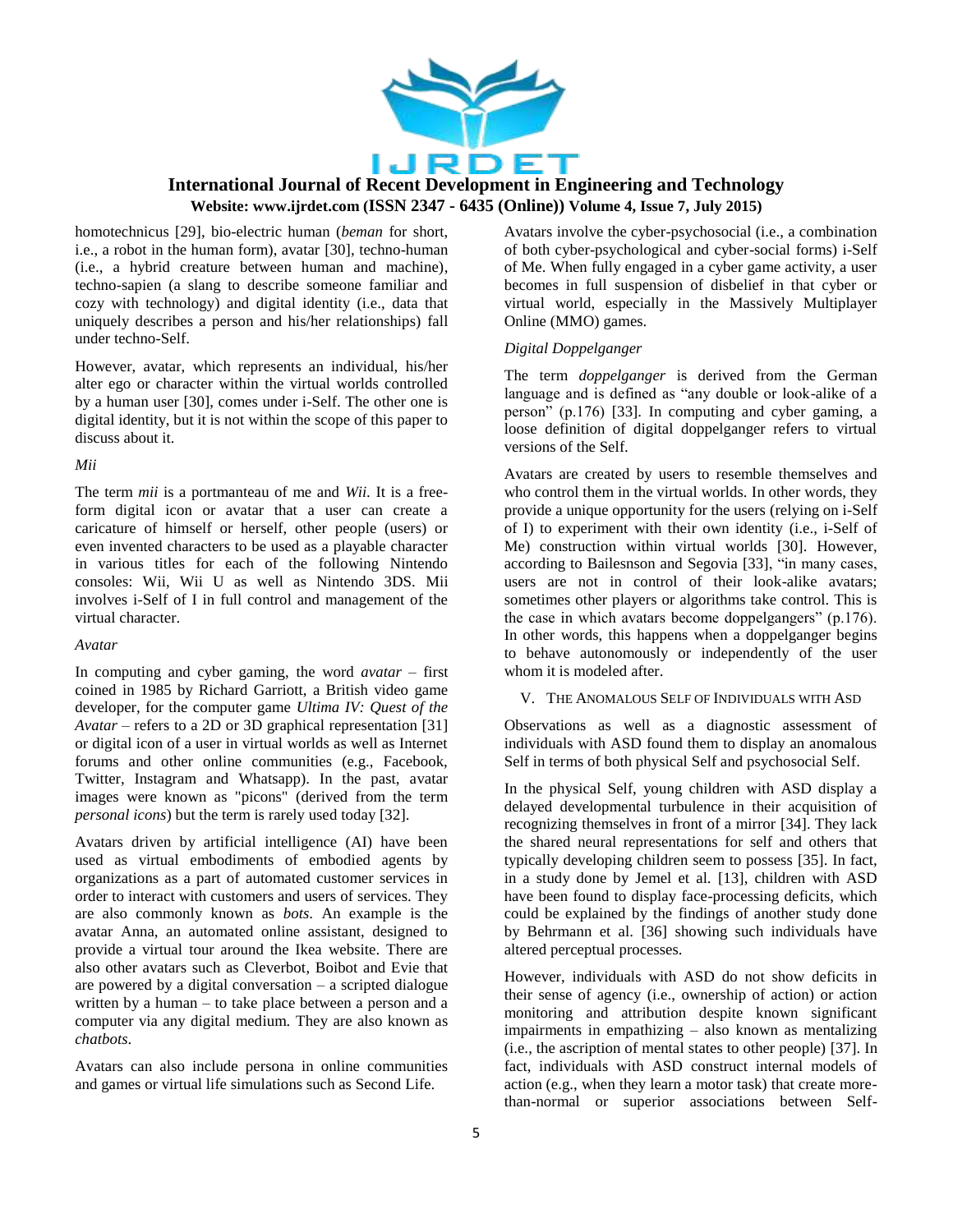homotechnicus [29], bio-electric human (*beman* for short, i.e., a robot in the human form), avatar [30], techno-human (i.e., a hybrid creature between human and machine), techno-sapien (a slang to describe someone familiar and cozy with technology) and digital identity (i.e., data that uniquely describes a person and his/her relationships) fall under techno-Self.

However, avatar, which represents an individual, his/her alter ego or character within the virtual worlds controlled by a human user [30], comes under i-Self. The other one is digital identity, but it is not within the scope of this paper to discuss about it.

*Mii*

The term *mii* is a portmanteau of me and *Wii*. It is a free-form digital icon or avatar that a user can create a caricature of himself or herself, other people (users) or even invented characters to be used as a playable character in various titles for each of the following Nintendo consoles: Wii, Wii U as well as Nintendo 3DS. Mii involves i-Self of I in full control and management of the virtual character.

*Avatar*

In computing and cyber gaming, the word *avatar* – first coined in 1985 by Richard Garriott, a British video game developer, for the computer game *Ultima IV: Quest of the Avatar* – refers to a 2D or 3D graphical representation [31] or digital icon of a user in virtual worlds as well as Internet forums and other online communities (e.g., Facebook, Twitter, Instagram and Whatsapp). In the past, avatar images were known as "picons" (derived from the term *personal icons*) but the term is rarely used today [32].

Avatars driven by artificial intelligence (AI) have been used as virtual embodiments of embodied agents by organizations as a part of automated customer services in order to interact with customers and users of services. They are also commonly known as *bots*. An example is the avatar Anna, an automated online assistant, designed to provide a virtual tour around the Ikea website. There are also other avatars such as Cleverbot, Boibot and Evie that are powered by a digital conversation – a scripted dialogue written by a human – to take place between a person and a computer via any digital medium. They are also known as *chatbots*.

Avatars can also include persona in online communities and games or virtual life simulations such as Second Life.

Avatars involve the cyber-psychosocial (i.e., a combination of both cyber-psychological and cyber-social forms) i-Self of Me. When fully engaged in a cyber game activity, a user becomes in full suspension of disbelief in that cyber or virtual world, especially in the Massively Multiplayer Online (MMO) games.

*Digital Doppelganger*

The term *doppelganger* is derived from the German language and is defined as "any double or look-alike of a person" (p.176) [33]. In computing and cyber gaming, a loose definition of digital doppelganger refers to virtual versions of the Self.

Avatars are created by users to resemble themselves and who control them in the virtual worlds. In other words, they provide a unique opportunity for the users (relying on i-Self of I) to experiment with their own identity (i.e., i-Self of Me) construction within virtual worlds [30]. However, according to Bailesnson and Segovia [33], "in many cases, users are not in control of their look-alike avatars; sometimes other players or algorithms take control. This is the case in which avatars become doppelgangers" (p.176). In other words, this happens when a doppelganger begins to behave autonomously or independently of the user whom it is modeled after.

## V. The Anomalous Self of Individuals with ASD

Observations as well as a diagnostic assessment of individuals with ASD found them to display an anomalous Self in terms of both physical Self and psychosocial Self.

In the physical Self, young children with ASD display a delayed developmental turbulence in their acquisition of recognizing themselves in front of a mirror [34]. They lack the shared neural representations for self and others that typically developing children seem to possess [35]. In fact, in a study done by Jemel et al. [13], children with ASD have been found to display face-processing deficits, which could be explained by the findings of another study done by Behrmann et al. [36] showing such individuals have altered perceptual processes.

However, individuals with ASD do not show deficits in their sense of agency (i.e., ownership of action) or action monitoring and attribution despite known significant impairments in empathizing – also known as mentalizing (i.e., the ascription of mental states to other people) [37]. In fact, individuals with ASD construct internal models of action (e.g., when they learn a motor task) that create more-than-normal or superior associations between Self-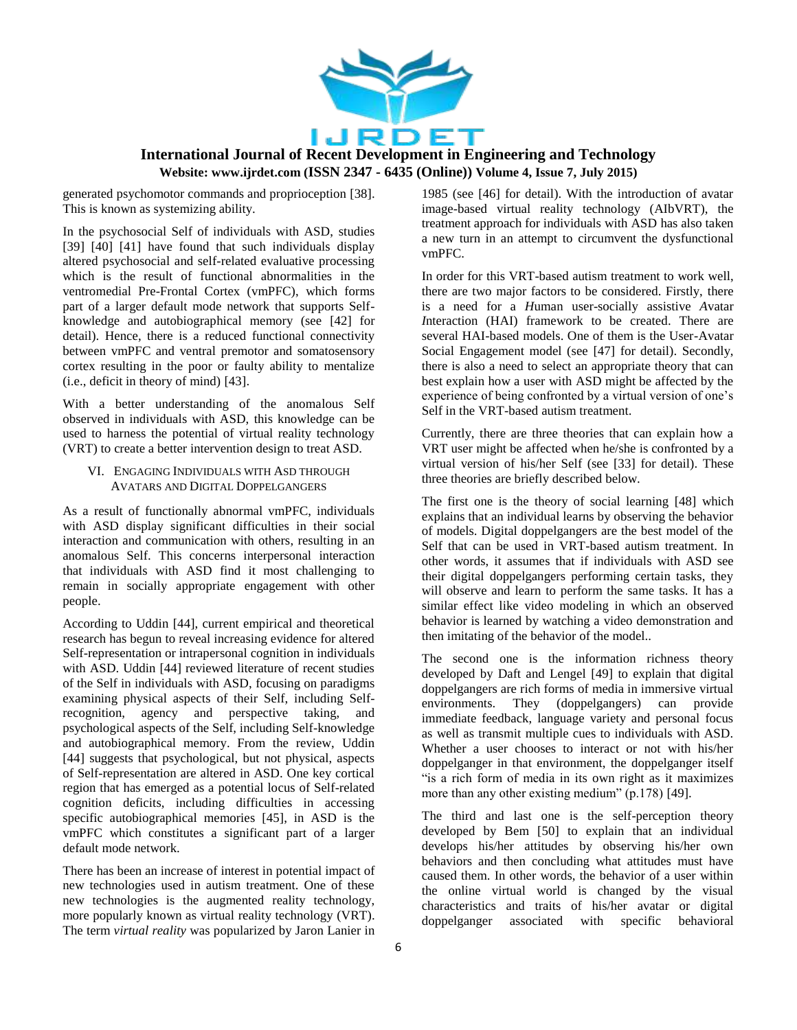generated psychomotor commands and proprioception [38]. This is known as systemizing ability.

In the psychosocial Self of individuals with ASD, studies [39] [40] [41] have found that such individuals display altered psychosocial and self-related evaluative processing which is the result of functional abnormalities in the ventromedial Pre-Frontal Cortex (vmPFC), which forms part of a larger default mode network that supports Self-knowledge and autobiographical memory (see [42] for detail). Hence, there is a reduced functional connectivity between vmPFC and ventral premotor and somatosensory cortex resulting in the poor or faulty ability to mentalize (i.e., deficit in theory of mind) [43].

With a better understanding of the anomalous Self observed in individuals with ASD, this knowledge can be used to harness the potential of virtual reality technology (VRT) to create a better intervention design to treat ASD.

## VI. Engaging Individuals with ASD through Avatars and Digital Doppelgangers

As a result of functionally abnormal vmPFC, individuals with ASD display significant difficulties in their social interaction and communication with others, resulting in an anomalous Self. This concerns interpersonal interaction that individuals with ASD find it most challenging to remain in socially appropriate engagement with other people.

According to Uddin [44], current empirical and theoretical research has begun to reveal increasing evidence for altered Self-representation or intrapersonal cognition in individuals with ASD. Uddin [44] reviewed literature of recent studies of the Self in individuals with ASD, focusing on paradigms examining physical aspects of their Self, including Self-recognition, agency and perspective taking, and psychological aspects of the Self, including Self-knowledge and autobiographical memory. From the review, Uddin [44] suggests that psychological, but not physical, aspects of Self-representation are altered in ASD. One key cortical region that has emerged as a potential locus of Self-related cognition deficits, including difficulties in accessing specific autobiographical memories [45], in ASD is the vmPFC which constitutes a significant part of a larger default mode network.

There has been an increase of interest in potential impact of new technologies used in autism treatment. One of these new technologies is the augmented reality technology, more popularly known as virtual reality technology (VRT). The term *virtual reality* was popularized by Jaron Lanier in 1985 (see [46] for detail). With the introduction of avatar image-based virtual reality technology (AIbVRT), the treatment approach for individuals with ASD has also taken a new turn in an attempt to circumvent the dysfunctional vmPFC.

In order for this VRT-based autism treatment to work well, there are two major factors to be considered. Firstly, there is a need for a *H*uman user-socially assistive *A*vatar *I*nteraction (HAI) framework to be created. There are several HAI-based models. One of them is the User-Avatar Social Engagement model (see [47] for detail). Secondly, there is also a need to select an appropriate theory that can best explain how a user with ASD might be affected by the experience of being confronted by a virtual version of one's Self in the VRT-based autism treatment.

Currently, there are three theories that can explain how a VRT user might be affected when he/she is confronted by a virtual version of his/her Self (see [33] for detail). These three theories are briefly described below.

The first one is the theory of social learning [48] which explains that an individual learns by observing the behavior of models. Digital doppelgangers are the best model of the Self that can be used in VRT-based autism treatment. In other words, it assumes that if individuals with ASD see their digital doppelgangers performing certain tasks, they will observe and learn to perform the same tasks. It has a similar effect like video modeling in which an observed behavior is learned by watching a video demonstration and then imitating of the behavior of the model..

The second one is the information richness theory developed by Daft and Lengel [49] to explain that digital doppelgangers are rich forms of media in immersive virtual environments. They (doppelgangers) can provide immediate feedback, language variety and personal focus as well as transmit multiple cues to individuals with ASD. Whether a user chooses to interact or not with his/her doppelganger in that environment, the doppelganger itself "is a rich form of media in its own right as it maximizes more than any other existing medium" (p.178) [49].

The third and last one is the self-perception theory developed by Bem [50] to explain that an individual develops his/her attitudes by observing his/her own behaviors and then concluding what attitudes must have caused them. In other words, the behavior of a user within the online virtual world is changed by the visual characteristics and traits of his/her avatar or digital doppelganger associated with specific behavioral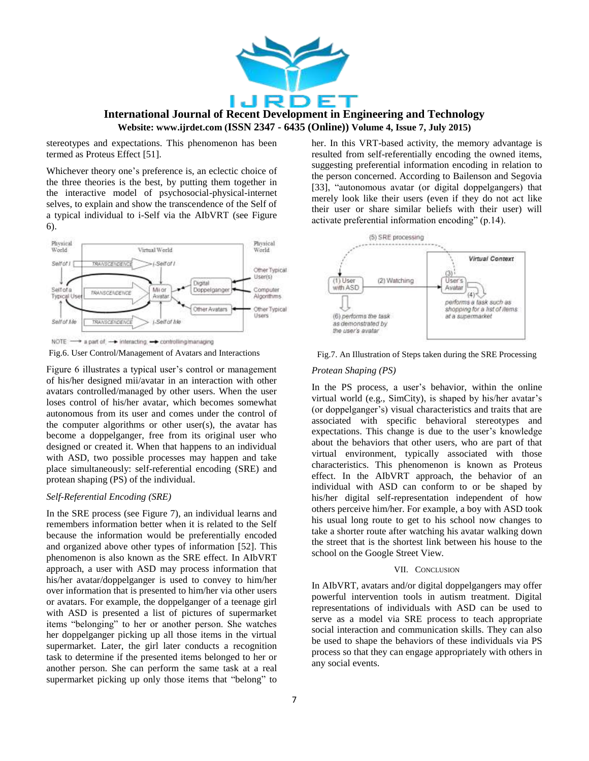stereotypes and expectations. This phenomenon has been termed as Proteus Effect [51].

Whichever theory one's preference is, an eclectic choice of the three theories is the best, by putting them together in the interactive model of psychosocial-physical-internet selves, to explain and show the transcendence of the Self of a typical individual to i-Self via the AIbVRT (see Figure 6).

Fig.6. User Control/Management of Avatars and Interactions

Figure 6 illustrates a typical user's control or management of his/her designed mii/avatar in an interaction with other avatars controlled/managed by other users. When the user loses control of his/her avatar, which becomes somewhat autonomous from its user and comes under the control of the computer algorithms or other user(s), the avatar has become a doppelganger, free from its original user who designed or created it. When that happens to an individual with ASD, two possible processes may happen and take place simultaneously: self-referential encoding (SRE) and protean shaping (PS) of the individual.

### *Self-Referential Encoding (SRE)*

In the SRE process (see Figure 7), an individual learns and remembers information better when it is related to the Self because the information would be preferentially encoded and organized above other types of information [52]. This phenomenon is also known as the SRE effect. In AIbVRT approach, a user with ASD may process information that his/her avatar/doppelganger is used to convey to him/her over information that is presented to him/her via other users or avatars. For example, the doppelganger of a teenage girl with ASD is presented a list of pictures of supermarket items "belonging" to her or another person. She watches her doppelganger picking up all those items in the virtual supermarket. Later, the girl later conducts a recognition task to determine if the presented items belonged to her or another person. She can perform the same task at a real supermarket picking up only those items that "belong" to her. In this VRT-based activity, the memory advantage is resulted from self-referentially encoding the owned items, suggesting preferential information encoding in relation to the person concerned. According to Bailenson and Segovia [33], "autonomous avatar (or digital doppelgangers) that merely look like their users (even if they do not act like their user or share similar beliefs with their user) will activate preferential information encoding" (p.14).

Fig.7. An Illustration of Steps taken during the SRE Processing

### *Protean Shaping (PS)*

In the PS process, a user's behavior, within the online virtual world (e.g., SimCity), is shaped by his/her avatar's (or doppelganger's) visual characteristics and traits that are associated with specific behavioral stereotypes and expectations. This change is due to the user's knowledge about the behaviors that other users, who are part of that virtual environment, typically associated with those characteristics. This phenomenon is known as Proteus effect. In the AIbVRT approach, the behavior of an individual with ASD can conform to or be shaped by his/her digital self-representation independent of how others perceive him/her. For example, a boy with ASD took his usual long route to get to his school now changes to take a shorter route after watching his avatar walking down the street that is the shortest link between his house to the school on the Google Street View.

## VII. Conclusion

In AIbVRT, avatars and/or digital doppelgangers may offer powerful intervention tools in autism treatment. Digital representations of individuals with ASD can be used to serve as a model via SRE process to teach appropriate social interaction and communication skills. They can also be used to shape the behaviors of these individuals via PS process so that they can engage appropriately with others in any social events.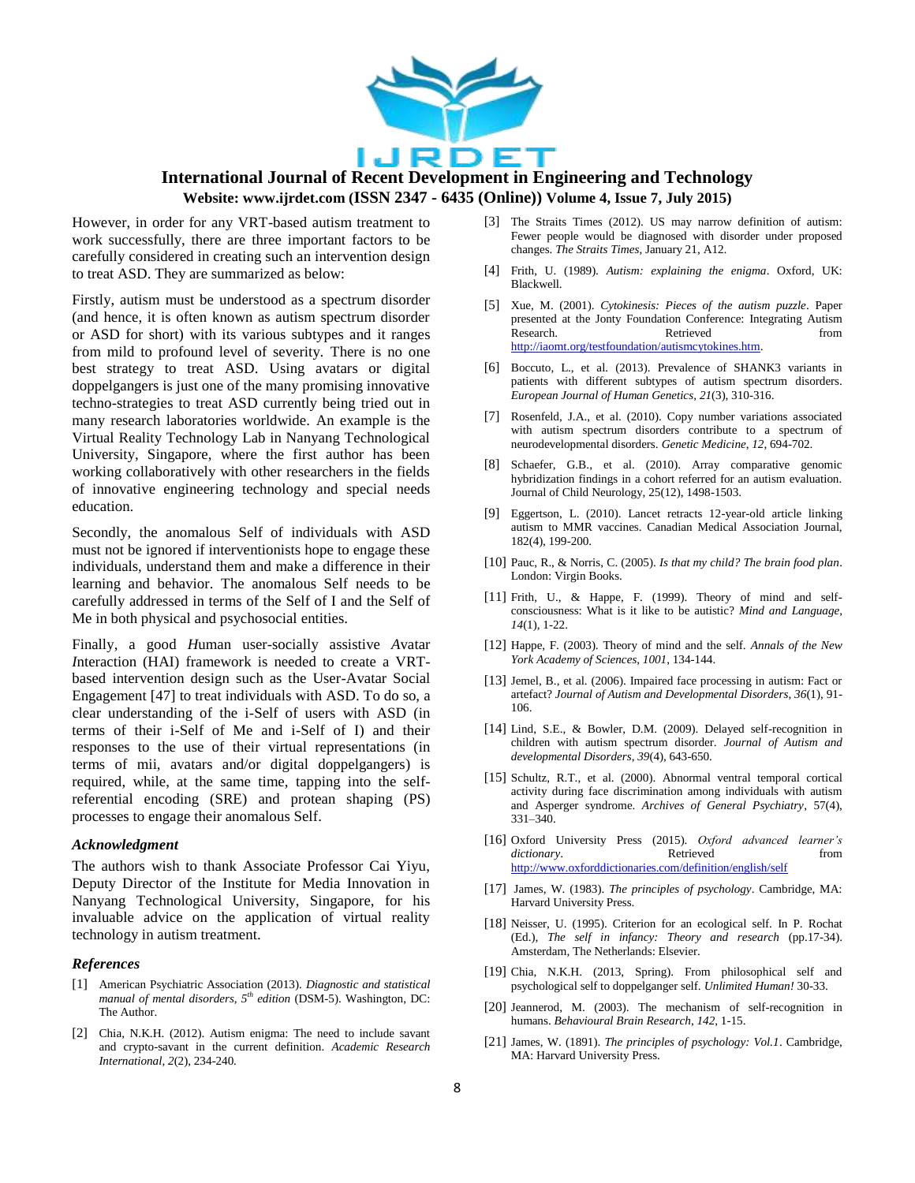However, in order for any VRT-based autism treatment to work successfully, there are three important factors to be carefully considered in creating such an intervention design to treat ASD. They are summarized as below:

Firstly, autism must be understood as a spectrum disorder (and hence, it is often known as autism spectrum disorder or ASD for short) with its various subtypes and it ranges from mild to profound level of severity. There is no one best strategy to treat ASD. Using avatars or digital doppelgangers is just one of the many promising innovative techno-strategies to treat ASD currently being tried out in many research laboratories worldwide. An example is the Virtual Reality Technology Lab in Nanyang Technological University, Singapore, where the first author has been working collaboratively with other researchers in the fields of innovative engineering technology and special needs education.

Secondly, the anomalous Self of individuals with ASD must not be ignored if interventionists hope to engage these individuals, understand them and make a difference in their learning and behavior. The anomalous Self needs to be carefully addressed in terms of the Self of I and the Self of Me in both physical and psychosocial entities.

Finally, a good *H*uman user-socially assistive *A*vatar *I*nteraction (HAI) framework is needed to create a VRT-based intervention design such as the User-Avatar Social Engagement [47] to treat individuals with ASD. To do so, a clear understanding of the i-Self of users with ASD (in terms of their i-Self of Me and i-Self of I) and their responses to the use of their virtual representations (in terms of mii, avatars and/or digital doppelgangers) is required, while, at the same time, tapping into the self-referential encoding (SRE) and protean shaping (PS) processes to engage their anomalous Self.

### *Acknowledgment*

The authors wish to thank Associate Professor Cai Yiyu, Deputy Director of the Institute for Media Innovation in Nanyang Technological University, Singapore, for his invaluable advice on the application of virtual reality technology in autism treatment.

### *References*

[1] American Psychiatric Association (2013). *Diagnostic and statistical manual of mental disorders, 5th edition* (DSM-5). Washington, DC: The Author.

[2] Chia, N.K.H. (2012). Autism enigma: The need to include savant and crypto-savant in the current definition. *Academic Research International, 2*(2), 234-240.

[3] The Straits Times (2012). US may narrow definition of autism: Fewer people would be diagnosed with disorder under proposed changes. *The Straits Times*, January 21, A12.

[4] Frith, U. (1989). *Autism: explaining the enigma*. Oxford, UK: Blackwell.

[5] Xue, M. (2001). *Cytokinesis: Pieces of the autism puzzle*. Paper presented at the Jonty Foundation Conference: Integrating Autism Research. Retrieved from http://iaomt.org/testfoundation/autismcytokines.htm.

[6] Boccuto, L., et al. (2013). Prevalence of SHANK3 variants in patients with different subtypes of autism spectrum disorders. *European Journal of Human Genetics, 21*(3), 310-316.

[7] Rosenfeld, J.A., et al. (2010). Copy number variations associated with autism spectrum disorders contribute to a spectrum of neurodevelopmental disorders. *Genetic Medicine, 12*, 694-702.

[8] Schaefer, G.B., et al. (2010). Array comparative genomic hybridization findings in a cohort referred for an autism evaluation. Journal of Child Neurology, 25(12), 1498-1503.

[9] Eggertson, L. (2010). Lancet retracts 12-year-old article linking autism to MMR vaccines. Canadian Medical Association Journal, 182(4), 199-200.

[10] Pauc, R., & Norris, C. (2005). *Is that my child? The brain food plan*. London: Virgin Books.

[11] Frith, U., & Happe, F. (1999). Theory of mind and self-consciousness: What is it like to be autistic? *Mind and Language, 14*(1), 1-22.

[12] Happe, F. (2003). Theory of mind and the self. *Annals of the New York Academy of Sciences, 1001*, 134-144.

[13] Jemel, B., et al. (2006). Impaired face processing in autism: Fact or artefact? *Journal of Autism and Developmental Disorders, 36*(1), 91-106.

[14] Lind, S.E., & Bowler, D.M. (2009). Delayed self-recognition in children with autism spectrum disorder. *Journal of Autism and developmental Disorders, 39*(4), 643-650.

[15] Schultz, R.T., et al. (2000). Abnormal ventral temporal cortical activity during face discrimination among individuals with autism and Asperger syndrome. *Archives of General Psychiatry*, 57(4), 331–340.

[16] Oxford University Press (2015). *Oxford advanced learner's dictionary*. Retrieved from http://www.oxforddictionaries.com/definition/english/self

[17] James, W. (1983). *The principles of psychology*. Cambridge, MA: Harvard University Press.

[18] Neisser, U. (1995). Criterion for an ecological self. In P. Rochat (Ed.), *The self in infancy: Theory and research* (pp.17-34). Amsterdam, The Netherlands: Elsevier.

[19] Chia, N.K.H. (2013, Spring). From philosophical self and psychological self to doppelganger self. *Unlimited Human!* 30-33.

[20] Jeannerod, M. (2003). The mechanism of self-recognition in humans. *Behavioural Brain Research, 142*, 1-15.

[21] James, W. (1891). *The principles of psychology: Vol.1*. Cambridge, MA: Harvard University Press.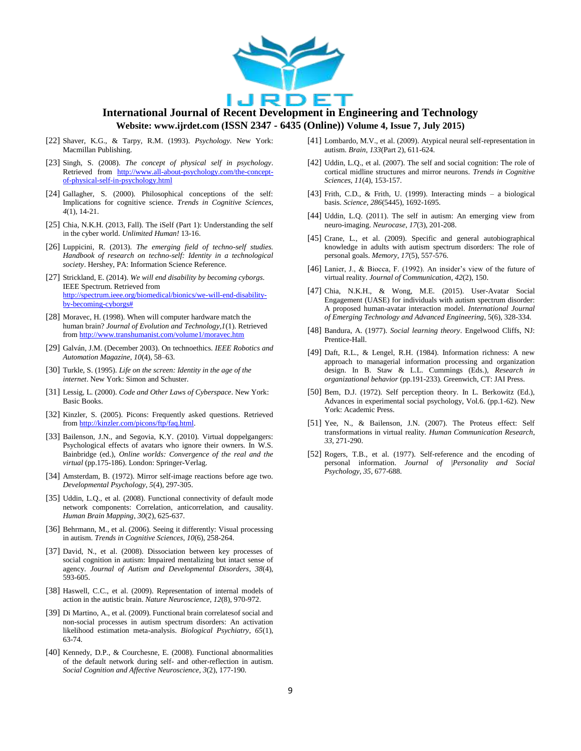[22] Shaver, K.G., & Tarpy, R.M. (1993). *Psychology*. New York: Macmillan Publishing.

[23] Singh, S. (2008). *The concept of physical self in psychology*. Retrieved from http://www.all-about-psychology.com/the-concept-of-physical-self-in-psychology.html

[24] Gallagher, S. (2000). Philosophical conceptions of the self: Implications for cognitive science. *Trends in Cognitive Sciences, 4*(1), 14-21.

[25] Chia, N.K.H. (2013, Fall). The iSelf (Part 1): Understanding the self in the cyber world. *Unlimited Human!* 13-16.

[26] Luppicini, R. (2013). *The emerging field of techno-self studies. Handbook of research on techno-self: Identity in a technological society*. Hershey, PA: Information Science Reference.

[27] Strickland, E. (2014). *We will end disability by becoming cyborgs*. IEEE Spectrum. Retrieved from http://spectrum.ieee.org/biomedical/bionics/we-will-end-disability-by-becoming-cyborgs#

[28] Moravec, H. (1998). When will computer hardware match the human brain? *Journal of Evolution and Technology,1*(1). Retrieved from http://www.transhumanist.com/volume1/moravec.htm

[29] Galván, J.M. (December 2003). On technoethics. *IEEE Robotics and Automation Magazine*, *10*(4), 58–63.

[30] Turkle, S. (1995). *Life on the screen: Identity in the age of the internet*. New York: Simon and Schuster.

[31] Lessig, L. (2000). *Code and Other Laws of Cyberspace*. New York: Basic Books.

[32] Kinzler, S. (2005). Picons: Frequently asked questions. Retrieved from http://kinzler.com/picons/ftp/faq.html.

[33] Bailenson, J.N., and Segovia, K.Y. (2010). Virtual doppelgangers: Psychological effects of avatars who ignore their owners. In W.S. Bainbridge (ed.), *Online worlds: Convergence of the real and the virtual* (pp.175-186). London: Springer-Verlag.

[34] Amsterdam, B. (1972). Mirror self-image reactions before age two. *Developmental Psychology*, *5*(4), 297-305.

[35] Uddin, L.Q., et al. (2008). Functional connectivity of default mode network components: Correlation, anticorrelation, and causality. *Human Brain Mapping*, *30*(2), 625-637.

[36] Behrmann, M., et al. (2006). Seeing it differently: Visual processing in autism. *Trends in Cognitive Sciences*, *10*(6), 258-264.

[37] David, N., et al. (2008). Dissociation between key processes of social cognition in autism: Impaired mentalizing but intact sense of agency. *Journal of Autism and Developmental Disorders*, *38*(4), 593-605.

[38] Haswell, C.C., et al. (2009). Representation of internal models of action in the autistic brain. *Nature Neuroscience*, *12*(8), 970-972.

[39] Di Martino, A., et al. (2009). Functional brain correlatesof social and non-social processes in autism spectrum disorders: An activation likelihood estimation meta-analysis. *Biological Psychiatry*, *65*(1), 63-74.

[40] Kennedy, D.P., & Courchesne, E. (2008). Functional abnormalities of the default network during self- and other-reflection in autism. *Social Cognition and Affective Neuroscience*, *3*(2), 177-190.

[41] Lombardo, M.V., et al. (2009). Atypical neural self-representation in autism. *Brain*, *133*(Part 2), 611-624.

[42] Uddin, L.Q., et al. (2007). The self and social cognition: The role of cortical midline structures and mirror neurons. *Trends in Cognitive Sciences*, *11*(4), 153-157.

[43] Frith, C.D., & Frith, U. (1999). Interacting minds – a biological basis. *Science*, *286*(5445), 1692-1695.

[44] Uddin, L.Q. (2011). The self in autism: An emerging view from neuro-imaging. *Neurocase*, *17*(3), 201-208.

[45] Crane, L., et al. (2009). Specific and general autobiographical knowledge in adults with autism spectrum disorders: The role of personal goals. *Memory*, *17*(5), 557-576.

[46] Lanier, J., & Biocca, F. (1992). An insider's view of the future of virtual reality. *Journal of Communication*, *42*(2), 150.

[47] Chia, N.K.H., & Wong, M.E. (2015). User-Avatar Social Engagement (UASE) for individuals with autism spectrum disorder: A proposed human-avatar interaction model. *International Journal of Emerging Technology and Advanced Engineering*, 5(6), 328-334.

[48] Bandura, A. (1977). *Social learning theory*. Engelwood Cliffs, NJ: Prentice-Hall.

[49] Daft, R.L., & Lengel, R.H. (1984). Information richness: A new approach to managerial information processing and organization design. In B. Staw & L.L. Cummings (Eds.), *Research in organizational behavior* (pp.191-233). Greenwich, CT: JAI Press.

[50] Bem, D.J. (1972). Self perception theory. In L. Berkowitz (Ed.), Advances in experimental social psychology, Vol.6. (pp.1-62). New York: Academic Press.

[51] Yee, N., & Bailenson, J.N. (2007). The Proteus effect: Self transformations in virtual reality. *Human Communication Research*, *33*, 271-290.

[52] Rogers, T.B., et al. (1977). Self-reference and the encoding of personal information. *Journal of |Personality and Social Psychology*, *35*, 677-688.